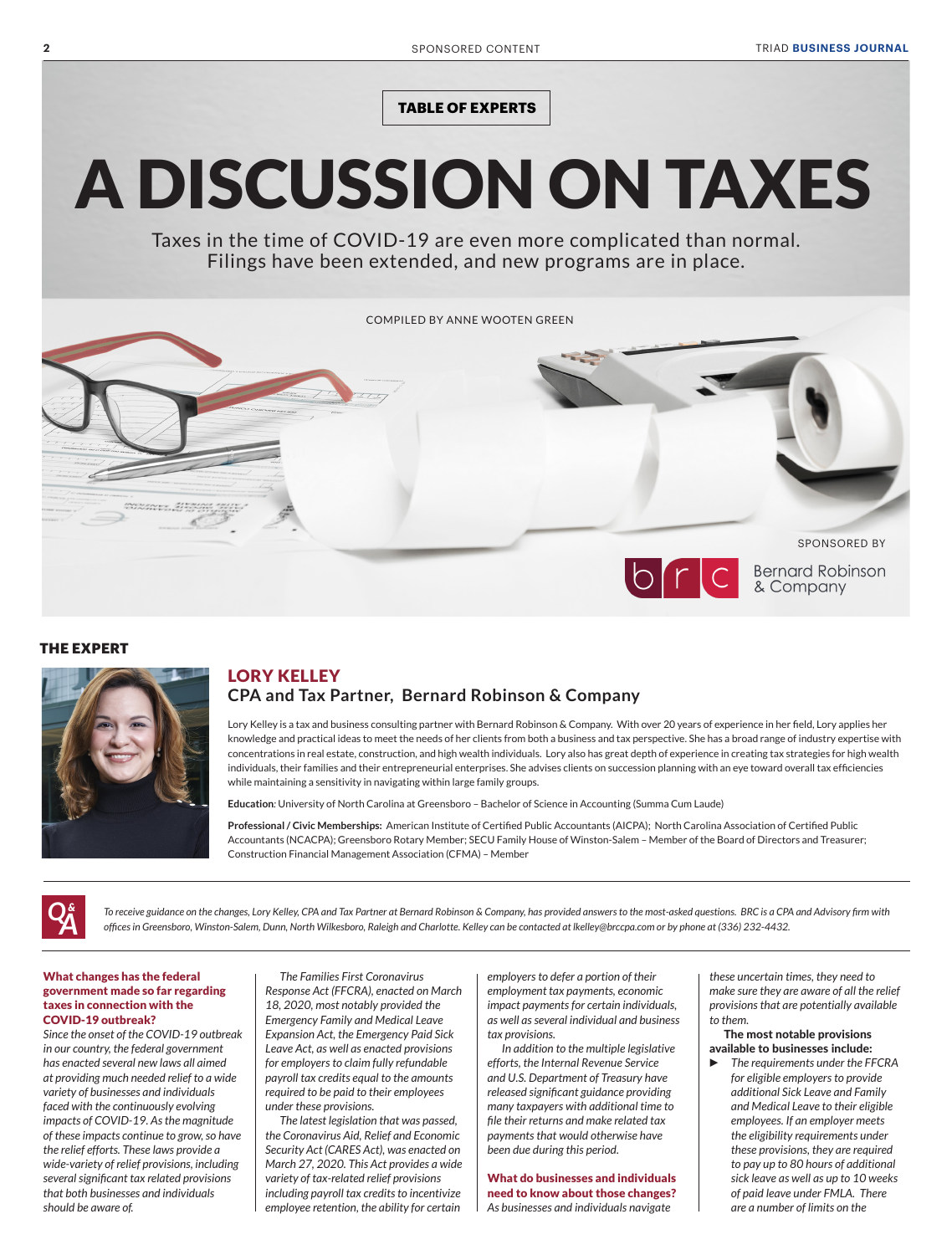TABLE OF EXPERTS

# A DISCUSSION ON TAXES

Taxes in the time of COVID-19 are even more complicated than normal. Filings have been extended, and new programs are in place.

COMPILED BY ANNE WOOTEN GREEN

SPONSORED BY

Bernard Robinson & Company

## THE EXPERT

### LORY KELLEY

**CPA and Tax Partner, Bernard Robinson & Company**

Lory Kelley is a tax and business consulting partner with Bernard Robinson & Company. With over 20 years of experience in her field, Lory applies her knowledge and practical ideas to meet the needs of her clients from both a business and tax perspective. She has a broad range of industry expertise with concentrations in real estate, construction, and high wealth individuals. Lory also has great depth of experience in creating tax strategies for high wealth individuals, their families and their entrepreneurial enterprises. She advises clients on succession planning with an eye toward overall tax efficiencies while maintaining a sensitivity in navigating within large family groups.

**Education**: University of North Carolina at Greensboro – Bachelor of Science in Accounting (Summa Cum Laude)

**Professional / Civic Memberships:** American Institute of Certified Public Accountants (AICPA); North Carolina Association of Certified Public Accountants (NCACPA); Greensboro Rotary Member; SECU Family House of Winston-Salem – Member of the Board of Directors and Treasurer; Construction Financial Management Association (CFMA) – Member

*To receive guidance on the changes, Lory Kelley, CPA and Tax Partner at Bernard Robinson & Company, has provided answers to the most-asked questions. BRC is a CPA and Advisory firm with offices in Greensboro, Winston-Salem, Dunn, North Wilkesboro, Raleigh and Charlotte. Kelley can be contacted at lkelley@brccpa.com or by phone at (336) 232-4432.*

**What changes has the federal government made so far regarding taxes in connection with the COVID-19 outbreak?**

*Since the onset of the COVID-19 outbreak in our country, the federal government has enacted several new laws all aimed at providing much needed relief to a wide variety of businesses and individuals faced with the continuously evolving impacts of COVID-19. As the magnitude of these impacts continue to grow, so have the relief efforts. These laws provide a wide-variety of relief provisions, including several significant tax related provisions that both businesses and individuals should be aware of.*

*The Families First Coronavirus Response Act (FFCRA), enacted on March 18, 2020, most notably provided the Emergency Family and Medical Leave Expansion Act, the Emergency Paid Sick Leave Act, as well as enacted provisions for employers to claim fully refundable payroll tax credits equal to the amounts required to be paid to their employees under these provisions.*

*The latest legislation that was passed, the Coronavirus Aid, Relief and Economic Security Act (CARES Act), was enacted on March 27, 2020. This Act provides a wide variety of tax-related relief provisions including payroll tax credits to incentivize employee retention, the ability for certain employers to defer a portion of their employment tax payments, economic impact payments for certain individuals, as well as several individual and business tax provisions.*

*In addition to the multiple legislative efforts, the Internal Revenue Service and U.S. Department of Treasury have released significant guidance providing many taxpayers with additional time to file their returns and make related tax payments that would otherwise have been due during this period.*

**What do businesses and individuals need to know about those changes?**

*As businesses and individuals navigate these uncertain times, they need to make sure they are aware of all the relief provisions that are potentially available to them.*

**The most notable provisions available to businesses include:**

- *The requirements under the FFCRA for eligible employers to provide additional Sick Leave and Family and Medical Leave to their eligible employees. If an employer meets the eligibility requirements under these provisions, they are required to pay up to 80 hours of additional sick leave as well as up to 10 weeks of paid leave under FMLA. There are a number of limits on the*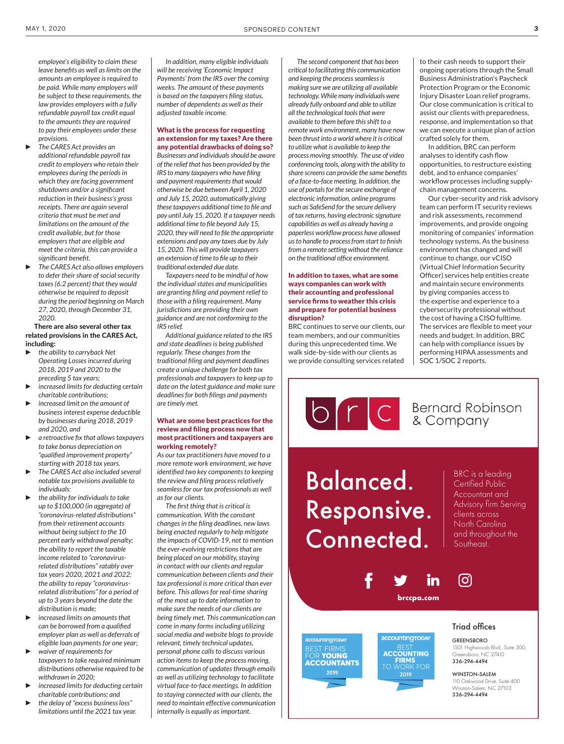employee's eligibility to claim these leave benefits as well as limits on the amounts an employee is required to be paid. While many employers will be subject to these requirements, the law provides employers with a fully refundable payroll tax credit equal to the amounts they are required to pay their employees under these provisions.

- The CARES Act provides an additional refundable payroll tax credit to employers who retain their employees during the periods in which they are facing government shutdowns and/or a significant reduction in their business's gross receipts. There are again several criteria that must be met and limitations on the amount of the credit available, but for those employers that are eligible and meet the criteria, this can provide a significant benefit.
- The CARES Act also allows employers to defer their share of social security taxes (6.2 percent) that they would otherwise be required to deposit during the period beginning on March 27, 2020, through December 31, 2020.

**There are also several other tax related provisions in the CARES Act, including:**

- the ability to carryback Net Operating Losses incurred during 2018, 2019 and 2020 to the preceding 5 tax years;
- increased limits for deducting certain charitable contributions;
- increased limit on the amount of business interest expense deductible by businesses during 2018, 2019 and 2020, and
- a retroactive fix that allows taxpayers to take bonus depreciation on "qualified improvement property" starting with 2018 tax years.
- The CARES Act also included several notable tax provisions available to individuals:
- the ability for individuals to take up to $100,000 (in aggregate) of "coronavirus-related distributions" from their retirement accounts without being subject to the 10 percent early withdrawal penalty; the ability to report the taxable income related to "coronavirus-related distributions" ratably over tax years 2020, 2021 and 2022; the ability to repay "coronavirus-related distributions" for a period of up to 3 years beyond the date the distribution is made;
- increased limits on amounts that can be borrowed from a qualified employer plan as well as deferrals of eligible loan payments for one year;
- waiver of requirements for taxpayers to take required minimum distributions otherwise required to be withdrawn in 2020;
- increased limits for deducting certain charitable contributions; and
- the delay of "excess business loss" limitations until the 2021 tax year.

*In addition, many eligible individuals will be receiving 'Economic Impact Payments' from the IRS over the coming weeks. The amount of these payments is based on the taxpayers filing status, number of dependents as well as their adjusted taxable income.*

**What is the process for requesting an extension for my taxes? Are there any potential drawbacks of doing so?**

*Businesses and individuals should be aware of the relief that has been provided by the IRS to many taxpayers who have filing and payment requirements that would otherwise be due between April 1, 2020 and July 15, 2020, automatically giving these taxpayers additional time to file and pay until July 15, 2020. If a taxpayer needs additional time to file beyond July 15, 2020, they will need to file the appropriate extensions and pay any taxes due by July 15, 2020. This will provide taxpayers an extension of time to file up to their traditional extended due date.*

*Taxpayers need to be mindful of how the individual states and municipalities are granting filing and payment relief to those with a filing requirement. Many jurisdictions are providing their own guidance and are not conforming to the IRS relief.*

*Additional guidance related to the IRS and state deadlines is being published regularly. These changes from the traditional filing and payment deadlines create a unique challenge for both tax professionals and taxpayers to keep up to date on the latest guidance and make sure deadlines for both filings and payments are timely met.*

**What are some best practices for the review and filing process now that most practitioners and taxpayers are working remotely?**

*As our tax practitioners have moved to a more remote work environment, we have identified two key components to keeping the review and filing process relatively seamless for our tax professionals as well as for our clients.*

*The first thing that is critical is communication. With the constant changes in the filing deadlines, new laws being enacted regularly to help mitigate the impacts of COVID-19, not to mention the ever-evolving restrictions that are being placed on our mobility, staying in contact with our clients and regular communication between clients and their tax professional is more critical than ever before. This allows for real-time sharing of the most up to date information to make sure the needs of our clients are being timely met. This communication can come in many forms including utilizing social media and website blogs to provide relevant, timely technical updates, personal phone calls to discuss various action items to keep the process moving, communication of updates through emails as well as utilizing technology to facilitate virtual face-to-face meetings. In addition to staying connected with our clients, the need to maintain effective communication internally is equally as important.*

*The second component that has been critical to facilitating this communication and keeping the process seamless is making sure we are utilizing all available technology. While many individuals were already fully onboard and able to utilize all the technological tools that were available to them before this shift to a remote work environment, many have now been thrust into a world where it is critical to utilize what is available to keep the process moving smoothly. The use of video conferencing tools, along with the ability to share screens can provide the same benefits of a face-to-face meeting. In addition, the use of portals for the secure exchange of electronic information, online programs such as SafeSend for the secure delivery of tax returns, having electronic signature capabilities as well as already having a paperless workflow process have allowed us to handle to process from start to finish from a remote setting without the reliance on the traditional office environment.*

**In addition to taxes, what are some ways companies can work with their accounting and professional service firms to weather this crisis and prepare for potential business disruption?**

BRC continues to serve our clients, our team members, and our communities during this unprecedented time. We walk side-by-side with our clients as we provide consulting services related to their cash needs to support their ongoing operations through the Small Business Administration's Paycheck Protection Program or the Economic Injury Disaster Loan relief programs. Our close communication is critical to assist our clients with preparedness, response, and implementation so that we can execute a unique plan of action crafted solely for them.

In addition, BRC can perform analyses to identify cash flow opportunities, to restructure existing debt, and to enhance companies' workflow processes including supply-chain management concerns.

Our cyber-security and risk advisory team can perform IT security reviews and risk assessments, recommend improvements, and provide ongoing monitoring of companies' information technology systems. As the business environment has changed and will continue to change, our vCISO (Virtual Chief Information Security Officer) services help entities create and maintain secure environments by giving companies access to the expertise and experience to a cybersecurity professional without the cost of having a CISO fulltime. The services are flexible to meet your needs and budget. In addition, BRC can help with compliance issues by performing HIPAA assessments and SOC 1/SOC 2 reports.

brc Bernard Robinson & Company

Balanced. Responsive. Connected.

BRC is a leading Certified Public Accountant and Advisory firm Serving clients across North Carolina and throughout the Southeast.

brccpa.com

accountingTODAY BEST FIRMS FOR YOUNG ACCOUNTANTS 2019

accountingTODAY BEST ACCOUNTING FIRMS TO WORK FOR 2019

Triad offices

GREENSBORO
1501 Highwoods Blvd., Suite 300, Greensboro, NC 27410
336-294-4494

WINSTON-SALEM
110 Oakwood Drive, Suite 400
Winston-Salem, NC 27103
336-294-4494